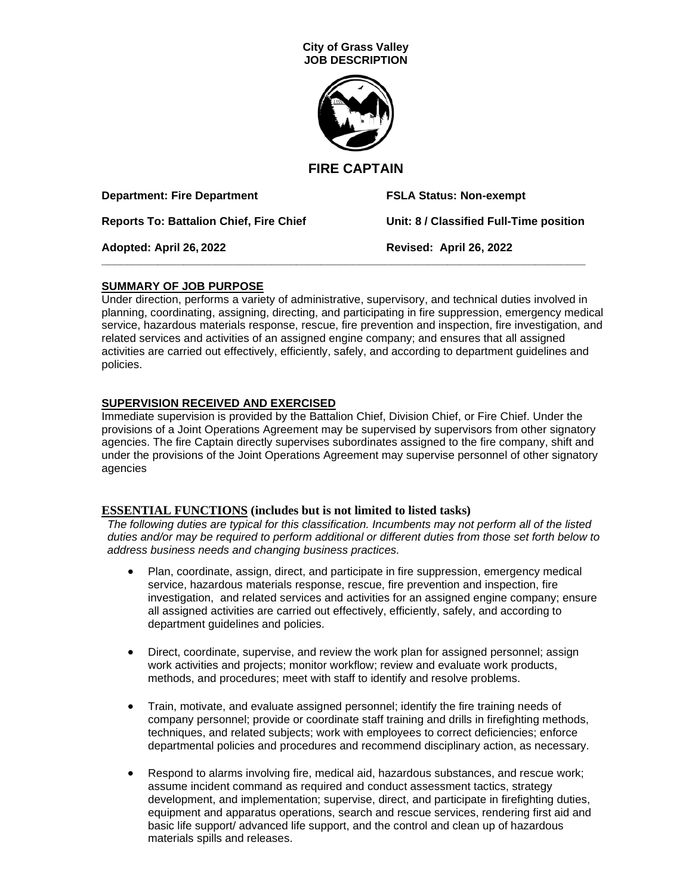**City of Grass Valley**
**JOB DESCRIPTION**

# FIRE CAPTAIN

**Department: Fire Department** **FSLA Status: Non-exempt**

**Reports To: Battalion Chief, Fire Chief** **Unit: 8 / Classified Full-Time position**

**Adopted: April 26, 2022** **Revised: April 26, 2022**

## SUMMARY OF JOB PURPOSE

Under direction, performs a variety of administrative, supervisory, and technical duties involved in planning, coordinating, assigning, directing, and participating in fire suppression, emergency medical service, hazardous materials response, rescue, fire prevention and inspection, fire investigation, and related services and activities of an assigned engine company; and ensures that all assigned activities are carried out effectively, efficiently, safely, and according to department guidelines and policies.

## SUPERVISION RECEIVED AND EXERCISED

Immediate supervision is provided by the Battalion Chief, Division Chief, or Fire Chief. Under the provisions of a Joint Operations Agreement may be supervised by supervisors from other signatory agencies. The fire Captain directly supervises subordinates assigned to the fire company, shift and under the provisions of the Joint Operations Agreement may supervise personnel of other signatory agencies

## ESSENTIAL FUNCTIONS (includes but is not limited to listed tasks)

*The following duties are typical for this classification. Incumbents may not perform all of the listed duties and/or may be required to perform additional or different duties from those set forth below to address business needs and changing business practices.*

- Plan, coordinate, assign, direct, and participate in fire suppression, emergency medical service, hazardous materials response, rescue, fire prevention and inspection, fire investigation, and related services and activities for an assigned engine company; ensure all assigned activities are carried out effectively, efficiently, safely, and according to department guidelines and policies.

- Direct, coordinate, supervise, and review the work plan for assigned personnel; assign work activities and projects; monitor workflow; review and evaluate work products, methods, and procedures; meet with staff to identify and resolve problems.

- Train, motivate, and evaluate assigned personnel; identify the fire training needs of company personnel; provide or coordinate staff training and drills in firefighting methods, techniques, and related subjects; work with employees to correct deficiencies; enforce departmental policies and procedures and recommend disciplinary action, as necessary.

- Respond to alarms involving fire, medical aid, hazardous substances, and rescue work; assume incident command as required and conduct assessment tactics, strategy development, and implementation; supervise, direct, and participate in firefighting duties, equipment and apparatus operations, search and rescue services, rendering first aid and basic life support/ advanced life support, and the control and clean up of hazardous materials spills and releases.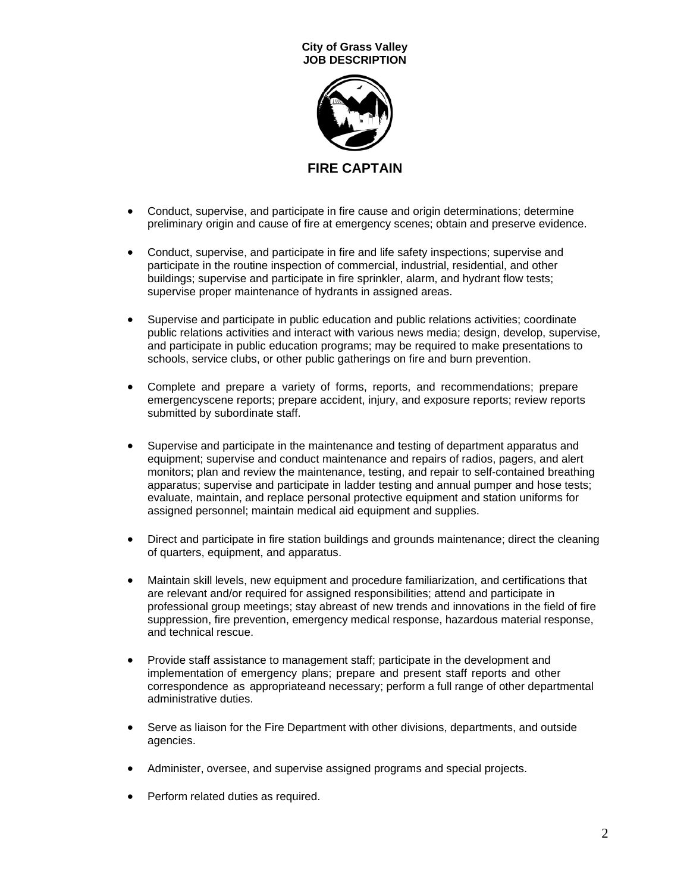**City of Grass Valley**
**JOB DESCRIPTION**

# FIRE CAPTAIN

- Conduct, supervise, and participate in fire cause and origin determinations; determine preliminary origin and cause of fire at emergency scenes; obtain and preserve evidence.

- Conduct, supervise, and participate in fire and life safety inspections; supervise and participate in the routine inspection of commercial, industrial, residential, and other buildings; supervise and participate in fire sprinkler, alarm, and hydrant flow tests; supervise proper maintenance of hydrants in assigned areas.

- Supervise and participate in public education and public relations activities; coordinate public relations activities and interact with various news media; design, develop, supervise, and participate in public education programs; may be required to make presentations to schools, service clubs, or other public gatherings on fire and burn prevention.

- Complete and prepare a variety of forms, reports, and recommendations; prepare emergencyscene reports; prepare accident, injury, and exposure reports; review reports submitted by subordinate staff.

- Supervise and participate in the maintenance and testing of department apparatus and equipment; supervise and conduct maintenance and repairs of radios, pagers, and alert monitors; plan and review the maintenance, testing, and repair to self-contained breathing apparatus; supervise and participate in ladder testing and annual pumper and hose tests; evaluate, maintain, and replace personal protective equipment and station uniforms for assigned personnel; maintain medical aid equipment and supplies.

- Direct and participate in fire station buildings and grounds maintenance; direct the cleaning of quarters, equipment, and apparatus.

- Maintain skill levels, new equipment and procedure familiarization, and certifications that are relevant and/or required for assigned responsibilities; attend and participate in professional group meetings; stay abreast of new trends and innovations in the field of fire suppression, fire prevention, emergency medical response, hazardous material response, and technical rescue.

- Provide staff assistance to management staff; participate in the development and implementation of emergency plans; prepare and present staff reports and other correspondence as appropriateand necessary; perform a full range of other departmental administrative duties.

- Serve as liaison for the Fire Department with other divisions, departments, and outside agencies.

- Administer, oversee, and supervise assigned programs and special projects.

- Perform related duties as required.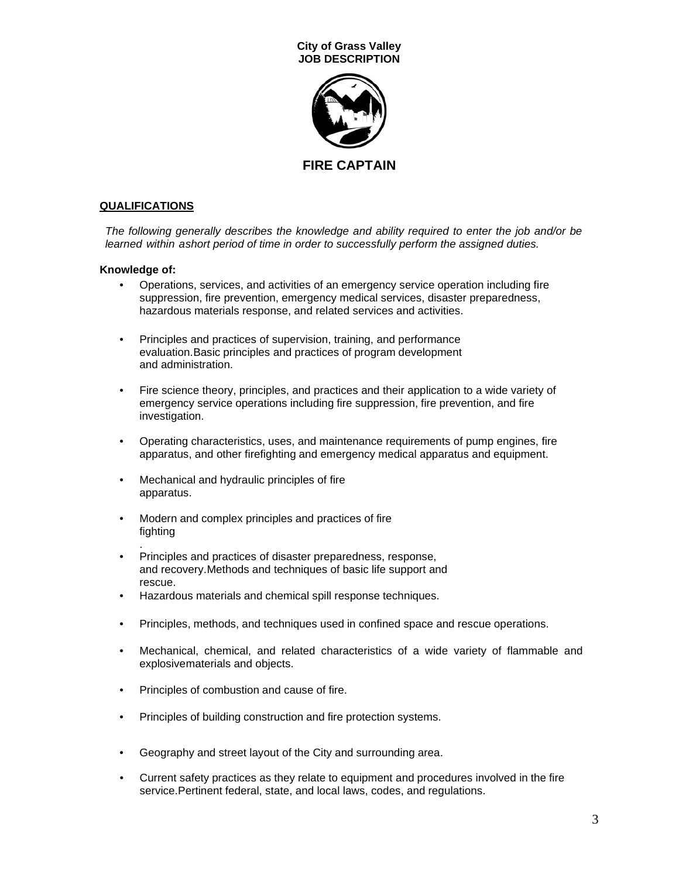**City of Grass Valley**
**JOB DESCRIPTION**

# FIRE CAPTAIN

## QUALIFICATIONS

*The following generally describes the knowledge and ability required to enter the job and/or be learned within ashort period of time in order to successfully perform the assigned duties.*

**Knowledge of:**

- Operations, services, and activities of an emergency service operation including fire suppression, fire prevention, emergency medical services, disaster preparedness, hazardous materials response, and related services and activities.
- Principles and practices of supervision, training, and performance evaluation.Basic principles and practices of program development and administration.
- Fire science theory, principles, and practices and their application to a wide variety of emergency service operations including fire suppression, fire prevention, and fire investigation.
- Operating characteristics, uses, and maintenance requirements of pump engines, fire apparatus, and other firefighting and emergency medical apparatus and equipment.
- Mechanical and hydraulic principles of fire apparatus.
- Modern and complex principles and practices of fire fighting
.
- Principles and practices of disaster preparedness, response, and recovery.Methods and techniques of basic life support and rescue.
- Hazardous materials and chemical spill response techniques.
- Principles, methods, and techniques used in confined space and rescue operations.
- Mechanical, chemical, and related characteristics of a wide variety of flammable and explosivematerials and objects.
- Principles of combustion and cause of fire.
- Principles of building construction and fire protection systems.
- Geography and street layout of the City and surrounding area.
- Current safety practices as they relate to equipment and procedures involved in the fire service.Pertinent federal, state, and local laws, codes, and regulations.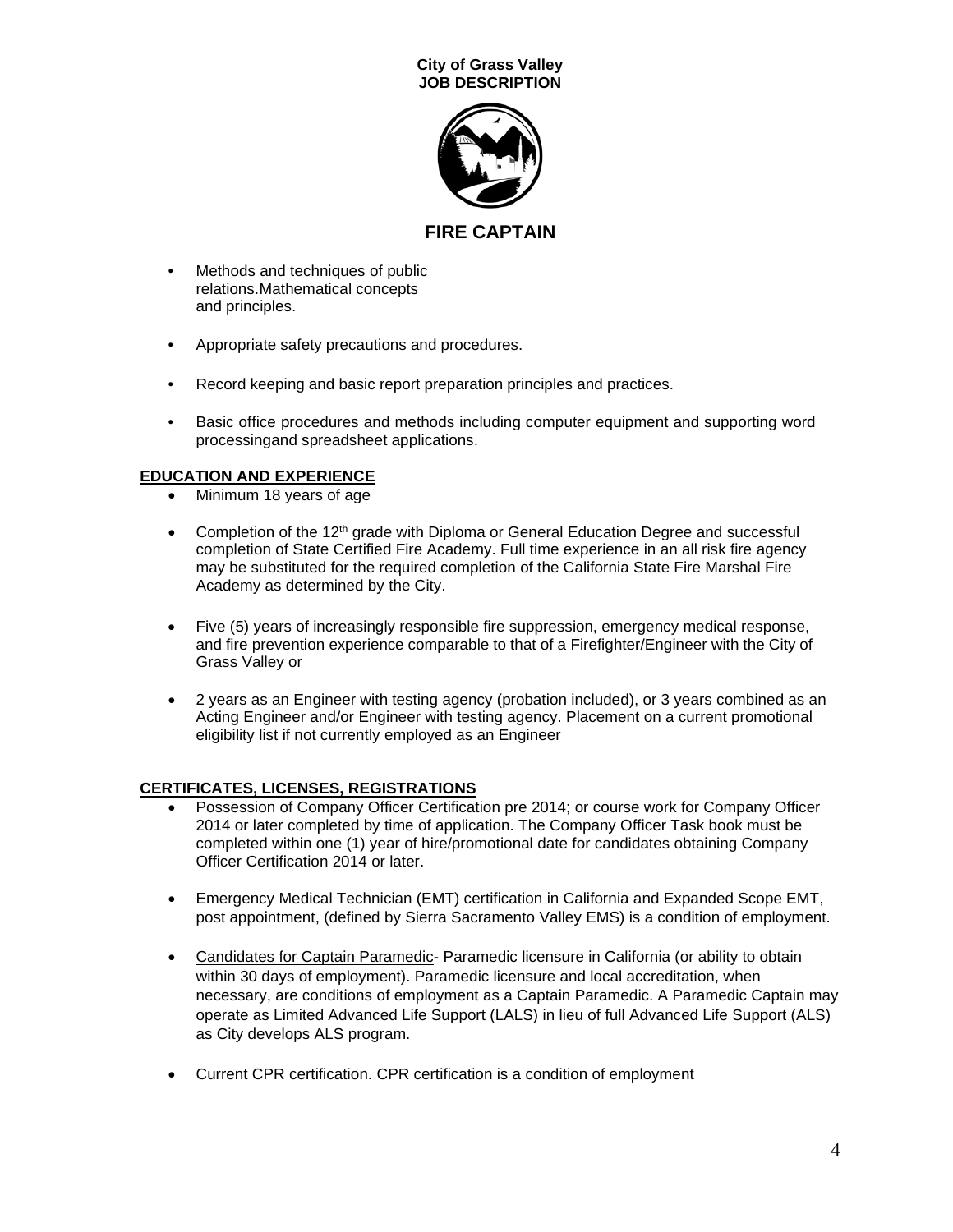- Methods and techniques of public relations.Mathematical concepts and principles.

- Appropriate safety precautions and procedures.

- Record keeping and basic report preparation principles and practices.

- Basic office procedures and methods including computer equipment and supporting word processingand spreadsheet applications.

## EDUCATION AND EXPERIENCE

- Minimum 18 years of age

- Completion of the 12th grade with Diploma or General Education Degree and successful completion of State Certified Fire Academy. Full time experience in an all risk fire agency may be substituted for the required completion of the California State Fire Marshal Fire Academy as determined by the City.

- Five (5) years of increasingly responsible fire suppression, emergency medical response, and fire prevention experience comparable to that of a Firefighter/Engineer with the City of Grass Valley or

- 2 years as an Engineer with testing agency (probation included), or 3 years combined as an Acting Engineer and/or Engineer with testing agency. Placement on a current promotional eligibility list if not currently employed as an Engineer

## CERTIFICATES, LICENSES, REGISTRATIONS

- Possession of Company Officer Certification pre 2014; or course work for Company Officer 2014 or later completed by time of application. The Company Officer Task book must be completed within one (1) year of hire/promotional date for candidates obtaining Company Officer Certification 2014 or later.

- Emergency Medical Technician (EMT) certification in California and Expanded Scope EMT, post appointment, (defined by Sierra Sacramento Valley EMS) is a condition of employment.

- Candidates for Captain Paramedic- Paramedic licensure in California (or ability to obtain within 30 days of employment). Paramedic licensure and local accreditation, when necessary, are conditions of employment as a Captain Paramedic. A Paramedic Captain may operate as Limited Advanced Life Support (LALS) in lieu of full Advanced Life Support (ALS) as City develops ALS program.

- Current CPR certification. CPR certification is a condition of employment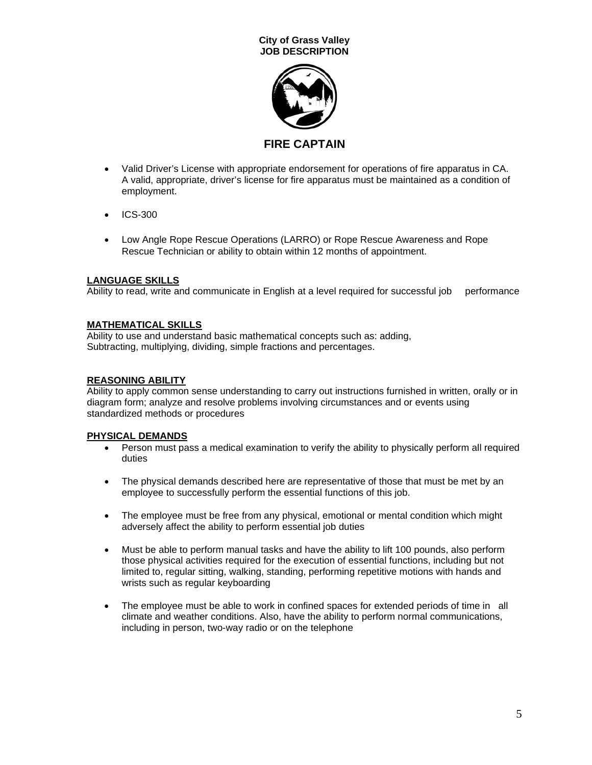- Valid Driver's License with appropriate endorsement for operations of fire apparatus in CA. A valid, appropriate, driver's license for fire apparatus must be maintained as a condition of employment.

- ICS-300

- Low Angle Rope Rescue Operations (LARRO) or Rope Rescue Awareness and Rope Rescue Technician or ability to obtain within 12 months of appointment.

**LANGUAGE SKILLS**

Ability to read, write and communicate in English at a level required for successful job performance

**MATHEMATICAL SKILLS**

Ability to use and understand basic mathematical concepts such as: adding, Subtracting, multiplying, dividing, simple fractions and percentages.

**REASONING ABILITY**

Ability to apply common sense understanding to carry out instructions furnished in written, orally or in diagram form; analyze and resolve problems involving circumstances and or events using standardized methods or procedures

**PHYSICAL DEMANDS**

- Person must pass a medical examination to verify the ability to physically perform all required duties

- The physical demands described here are representative of those that must be met by an employee to successfully perform the essential functions of this job.

- The employee must be free from any physical, emotional or mental condition which might adversely affect the ability to perform essential job duties

- Must be able to perform manual tasks and have the ability to lift 100 pounds, also perform those physical activities required for the execution of essential functions, including but not limited to, regular sitting, walking, standing, performing repetitive motions with hands and wrists such as regular keyboarding

- The employee must be able to work in confined spaces for extended periods of time in all climate and weather conditions. Also, have the ability to perform normal communications, including in person, two-way radio or on the telephone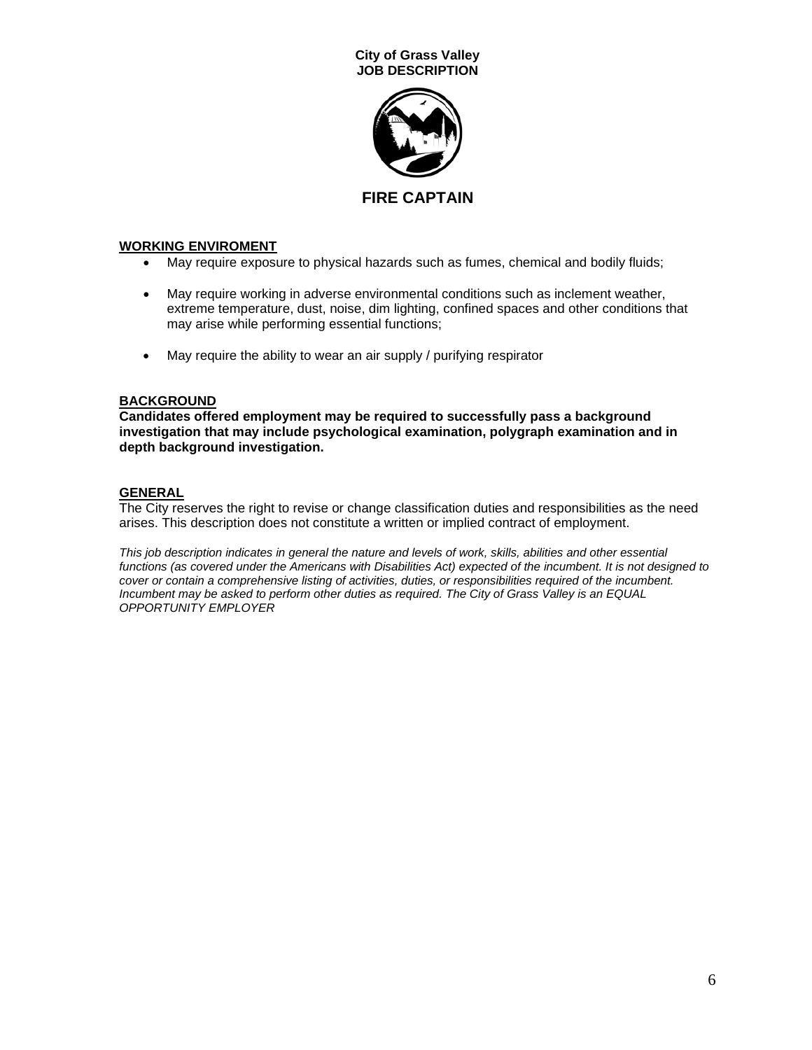**City of Grass Valley**
**JOB DESCRIPTION**

# FIRE CAPTAIN

**WORKING ENVIROMENT**

- May require exposure to physical hazards such as fumes, chemical and bodily fluids;
- May require working in adverse environmental conditions such as inclement weather, extreme temperature, dust, noise, dim lighting, confined spaces and other conditions that may arise while performing essential functions;
- May require the ability to wear an air supply / purifying respirator

**BACKGROUND**

**Candidates offered employment may be required to successfully pass a background investigation that may include psychological examination, polygraph examination and in depth background investigation.**

**GENERAL**

The City reserves the right to revise or change classification duties and responsibilities as the need arises. This description does not constitute a written or implied contract of employment.

*This job description indicates in general the nature and levels of work, skills, abilities and other essential functions (as covered under the Americans with Disabilities Act) expected of the incumbent. It is not designed to cover or contain a comprehensive listing of activities, duties, or responsibilities required of the incumbent. Incumbent may be asked to perform other duties as required. The City of Grass Valley is an EQUAL OPPORTUNITY EMPLOYER*